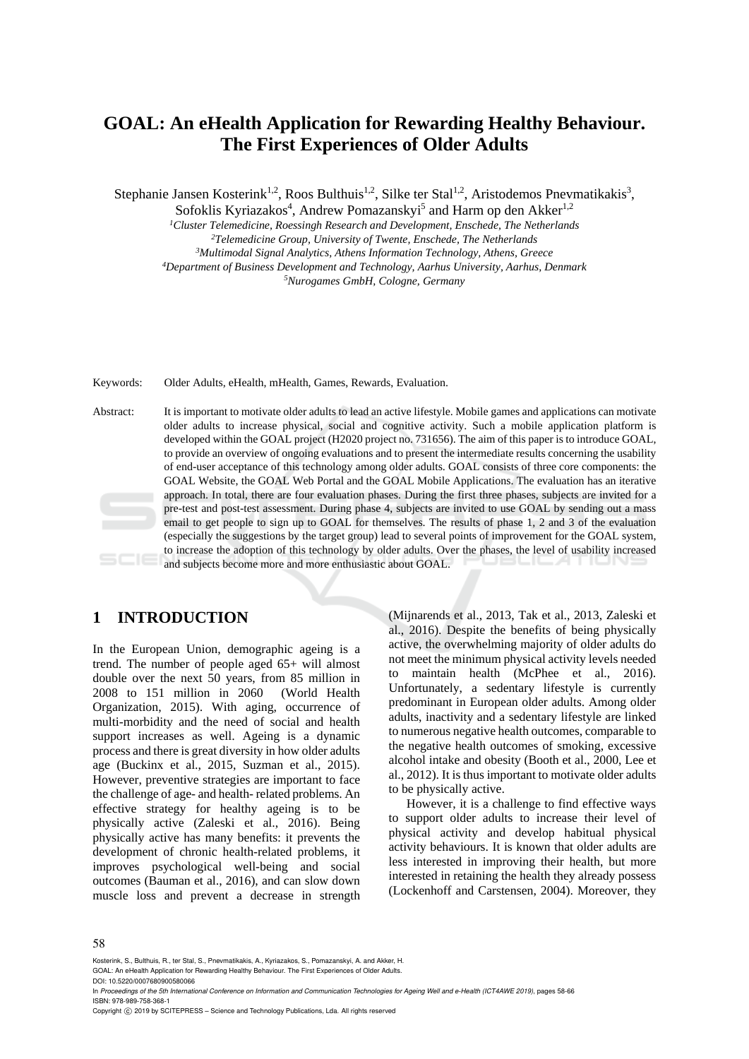# GOAL: An eHealth Application for Rewarding Healthy Behaviour. The First Experiences of Older Adults

Stephanie Jansen Kosterink[1,2], Roos Bulthuis[1,2], Silke ter Stal[1,2], Aristodemos Pnevmatikakis[3], Sofoklis Kyriazakos[4], Andrew Pomazanskyi[5] and Harm op den Akker[1,2]

*[1]Cluster Telemedicine, Roessingh Research and Development, Enschede, The Netherlands*
*[2]Telemedicine Group, University of Twente, Enschede, The Netherlands*
*[3]Multimodal Signal Analytics, Athens Information Technology, Athens, Greece*
*[4]Department of Business Development and Technology, Aarhus University, Aarhus, Denmark*
*[5]Nurogames GmbH, Cologne, Germany*

Keywords: Older Adults, eHealth, mHealth, Games, Rewards, Evaluation.

Abstract: It is important to motivate older adults to lead an active lifestyle. Mobile games and applications can motivate older adults to increase physical, social and cognitive activity. Such a mobile application platform is developed within the GOAL project (H2020 project no. 731656). The aim of this paper is to introduce GOAL, to provide an overview of ongoing evaluations and to present the intermediate results concerning the usability of end-user acceptance of this technology among older adults. GOAL consists of three core components: the GOAL Website, the GOAL Web Portal and the GOAL Mobile Applications. The evaluation has an iterative approach. In total, there are four evaluation phases. During the first three phases, subjects are invited for a pre-test and post-test assessment. During phase 4, subjects are invited to use GOAL by sending out a mass email to get people to sign up to GOAL for themselves. The results of phase 1, 2 and 3 of the evaluation (especially the suggestions by the target group) lead to several points of improvement for the GOAL system, to increase the adoption of this technology by older adults. Over the phases, the level of usability increased and subjects become more and more enthusiastic about GOAL.

## 1 INTRODUCTION

In the European Union, demographic ageing is a trend. The number of people aged 65+ will almost double over the next 50 years, from 85 million in 2008 to 151 million in 2060 (World Health Organization, 2015). With aging, occurrence of multi-morbidity and the need of social and health support increases as well. Ageing is a dynamic process and there is great diversity in how older adults age (Buckinx et al., 2015, Suzman et al., 2015). However, preventive strategies are important to face the challenge of age- and health- related problems. An effective strategy for healthy ageing is to be physically active (Zaleski et al., 2016). Being physically active has many benefits: it prevents the development of chronic health-related problems, it improves psychological well-being and social outcomes (Bauman et al., 2016), and can slow down muscle loss and prevent a decrease in strength (Mijnarends et al., 2013, Tak et al., 2013, Zaleski et al., 2016). Despite the benefits of being physically active, the overwhelming majority of older adults do not meet the minimum physical activity levels needed to maintain health (McPhee et al., 2016). Unfortunately, a sedentary lifestyle is currently predominant in European older adults. Among older adults, inactivity and a sedentary lifestyle are linked to numerous negative health outcomes, comparable to the negative health outcomes of smoking, excessive alcohol intake and obesity (Booth et al., 2000, Lee et al., 2012). It is thus important to motivate older adults to be physically active.

However, it is a challenge to find effective ways to support older adults to increase their level of physical activity and develop habitual physical activity behaviours. It is known that older adults are less interested in improving their health, but more interested in retaining the health they already possess (Lockenhoff and Carstensen, 2004). Moreover, they

Kosterink, S., Bulthuis, R., ter Stal, S., Pnevmatikakis, A., Kyriazakos, S., Pomazanskyi, A. and Akker, H.
GOAL: An eHealth Application for Rewarding Healthy Behaviour. The First Experiences of Older Adults.
DOI: 10.5220/0007680900580066
In *Proceedings of the 5th International Conference on Information and Communication Technologies for Ageing Well and e-Health (ICT4AWE 2019)*, pages 58-66
ISBN: 978-989-758-368-1
Copyright © 2019 by SCITEPRESS – Science and Technology Publications, Lda. All rights reserved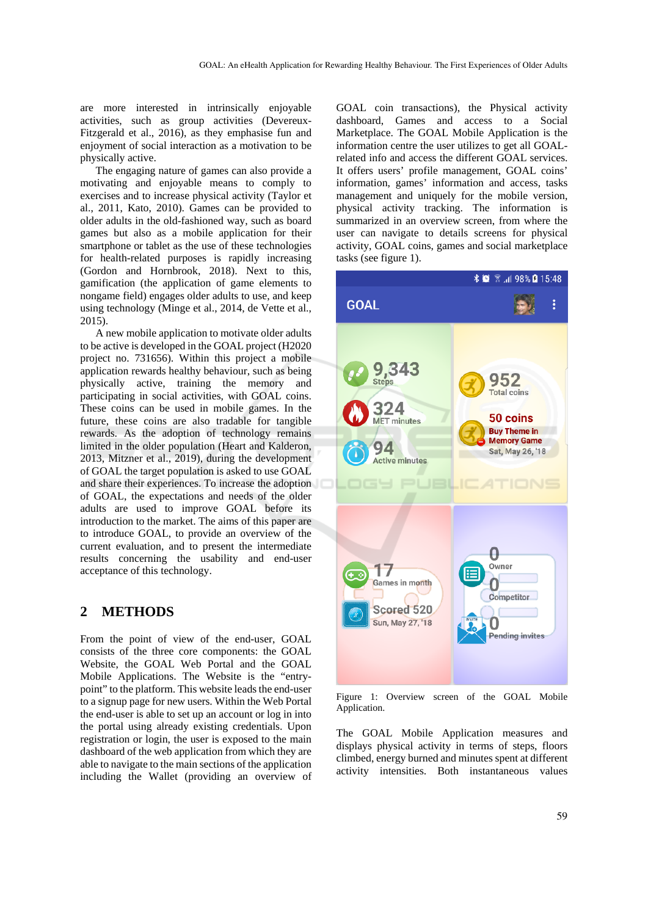are more interested in intrinsically enjoyable activities, such as group activities (Devereux-Fitzgerald et al., 2016), as they emphasise fun and enjoyment of social interaction as a motivation to be physically active.

The engaging nature of games can also provide a motivating and enjoyable means to comply to exercises and to increase physical activity (Taylor et al., 2011, Kato, 2010). Games can be provided to older adults in the old-fashioned way, such as board games but also as a mobile application for their smartphone or tablet as the use of these technologies for health-related purposes is rapidly increasing (Gordon and Hornbrook, 2018). Next to this, gamification (the application of game elements to nongame field) engages older adults to use, and keep using technology (Minge et al., 2014, de Vette et al., 2015).

A new mobile application to motivate older adults to be active is developed in the GOAL project (H2020 project no. 731656). Within this project a mobile application rewards healthy behaviour, such as being physically active, training the memory and participating in social activities, with GOAL coins. These coins can be used in mobile games. In the future, these coins are also tradable for tangible rewards. As the adoption of technology remains limited in the older population (Heart and Kalderon, 2013, Mitzner et al., 2019), during the development of GOAL the target population is asked to use GOAL and share their experiences. To increase the adoption of GOAL, the expectations and needs of the older adults are used to improve GOAL before its introduction to the market. The aims of this paper are to introduce GOAL, to provide an overview of the current evaluation, and to present the intermediate results concerning the usability and end-user acceptance of this technology.

## 2 METHODS

From the point of view of the end-user, GOAL consists of the three core components: the GOAL Website, the GOAL Web Portal and the GOAL Mobile Applications. The Website is the "entry-point" to the platform. This website leads the end-user to a signup page for new users. Within the Web Portal the end-user is able to set up an account or log in into the portal using already existing credentials. Upon registration or login, the user is exposed to the main dashboard of the web application from which they are able to navigate to the main sections of the application including the Wallet (providing an overview of GOAL coin transactions), the Physical activity dashboard, Games and access to a Social Marketplace. The GOAL Mobile Application is the information centre the user utilizes to get all GOAL-related info and access the different GOAL services. It offers users' profile management, GOAL coins' information, games' information and access, tasks management and uniquely for the mobile version, physical activity tracking. The information is summarized in an overview screen, from where the user can navigate to details screens for physical activity, GOAL coins, games and social marketplace tasks (see figure 1).

Figure 1: Overview screen of the GOAL Mobile Application.

The GOAL Mobile Application measures and displays physical activity in terms of steps, floors climbed, energy burned and minutes spent at different activity intensities. Both instantaneous values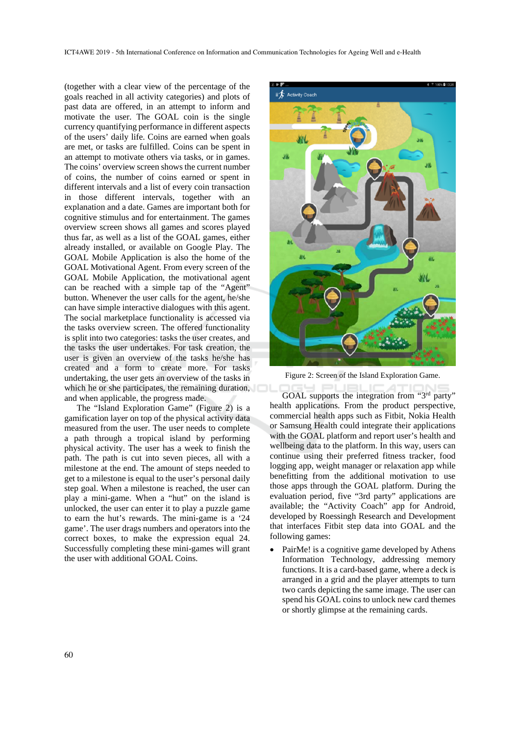(together with a clear view of the percentage of the goals reached in all activity categories) and plots of past data are offered, in an attempt to inform and motivate the user. The GOAL coin is the single currency quantifying performance in different aspects of the users' daily life. Coins are earned when goals are met, or tasks are fulfilled. Coins can be spent in an attempt to motivate others via tasks, or in games. The coins' overview screen shows the current number of coins, the number of coins earned or spent in different intervals and a list of every coin transaction in those different intervals, together with an explanation and a date. Games are important both for cognitive stimulus and for entertainment. The games overview screen shows all games and scores played thus far, as well as a list of the GOAL games, either already installed, or available on Google Play. The GOAL Mobile Application is also the home of the GOAL Motivational Agent. From every screen of the GOAL Mobile Application, the motivational agent can be reached with a simple tap of the "Agent" button. Whenever the user calls for the agent, he/she can have simple interactive dialogues with this agent. The social marketplace functionality is accessed via the tasks overview screen. The offered functionality is split into two categories: tasks the user creates, and the tasks the user undertakes. For task creation, the user is given an overview of the tasks he/she has created and a form to create more. For tasks undertaking, the user gets an overview of the tasks in which he or she participates, the remaining duration, and when applicable, the progress made.

The "Island Exploration Game" (Figure 2) is a gamification layer on top of the physical activity data measured from the user. The user needs to complete a path through a tropical island by performing physical activity. The user has a week to finish the path. The path is cut into seven pieces, all with a milestone at the end. The amount of steps needed to get to a milestone is equal to the user's personal daily step goal. When a milestone is reached, the user can play a mini-game. When a "hut" on the island is unlocked, the user can enter it to play a puzzle game to earn the hut's rewards. The mini-game is a '24 game'. The user drags numbers and operators into the correct boxes, to make the expression equal 24. Successfully completing these mini-games will grant the user with additional GOAL Coins.

Figure 2: Screen of the Island Exploration Game.

GOAL supports the integration from "3rd party" health applications. From the product perspective, commercial health apps such as Fitbit, Nokia Health or Samsung Health could integrate their applications with the GOAL platform and report user's health and wellbeing data to the platform. In this way, users can continue using their preferred fitness tracker, food logging app, weight manager or relaxation app while benefitting from the additional motivation to use those apps through the GOAL platform. During the evaluation period, five "3rd party" applications are available; the "Activity Coach" app for Android, developed by Roessingh Research and Development that interfaces Fitbit step data into GOAL and the following games:

- PairMe! is a cognitive game developed by Athens Information Technology, addressing memory functions. It is a card-based game, where a deck is arranged in a grid and the player attempts to turn two cards depicting the same image. The user can spend his GOAL coins to unlock new card themes or shortly glimpse at the remaining cards.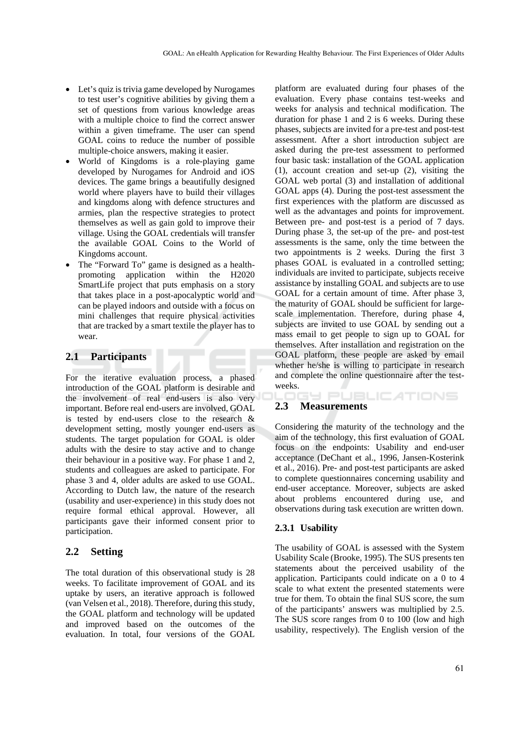- Let's quiz is trivia game developed by Nurogames to test user's cognitive abilities by giving them a set of questions from various knowledge areas with a multiple choice to find the correct answer within a given timeframe. The user can spend GOAL coins to reduce the number of possible multiple-choice answers, making it easier.
- World of Kingdoms is a role-playing game developed by Nurogames for Android and iOS devices. The game brings a beautifully designed world where players have to build their villages and kingdoms along with defence structures and armies, plan the respective strategies to protect themselves as well as gain gold to improve their village. Using the GOAL credentials will transfer the available GOAL Coins to the World of Kingdoms account.
- The "Forward To" game is designed as a health-promoting application within the H2020 SmartLife project that puts emphasis on a story that takes place in a post-apocalyptic world and can be played indoors and outside with a focus on mini challenges that require physical activities that are tracked by a smart textile the player has to wear.

## 2.1 Participants

For the iterative evaluation process, a phased introduction of the GOAL platform is desirable and the involvement of real end-users is also very important. Before real end-users are involved, GOAL is tested by end-users close to the research & development setting, mostly younger end-users as students. The target population for GOAL is older adults with the desire to stay active and to change their behaviour in a positive way. For phase 1 and 2, students and colleagues are asked to participate. For phase 3 and 4, older adults are asked to use GOAL. According to Dutch law, the nature of the research (usability and user-experience) in this study does not require formal ethical approval. However, all participants gave their informed consent prior to participation.

## 2.2 Setting

The total duration of this observational study is 28 weeks. To facilitate improvement of GOAL and its uptake by users, an iterative approach is followed (van Velsen et al., 2018). Therefore, during this study, the GOAL platform and technology will be updated and improved based on the outcomes of the evaluation. In total, four versions of the GOAL platform are evaluated during four phases of the evaluation. Every phase contains test-weeks and weeks for analysis and technical modification. The duration for phase 1 and 2 is 6 weeks. During these phases, subjects are invited for a pre-test and post-test assessment. After a short introduction subject are asked during the pre-test assessment to performed four basic task: installation of the GOAL application (1), account creation and set-up (2), visiting the GOAL web portal (3) and installation of additional GOAL apps (4). During the post-test assessment the first experiences with the platform are discussed as well as the advantages and points for improvement. Between pre- and post-test is a period of 7 days. During phase 3, the set-up of the pre- and post-test assessments is the same, only the time between the two appointments is 2 weeks. During the first 3 phases GOAL is evaluated in a controlled setting; individuals are invited to participate, subjects receive assistance by installing GOAL and subjects are to use GOAL for a certain amount of time. After phase 3, the maturity of GOAL should be sufficient for large-scale implementation. Therefore, during phase 4, subjects are invited to use GOAL by sending out a mass email to get people to sign up to GOAL for themselves. After installation and registration on the GOAL platform, these people are asked by email whether he/she is willing to participate in research and complete the online questionnaire after the test-weeks.

## 2.3 Measurements

Considering the maturity of the technology and the aim of the technology, this first evaluation of GOAL focus on the endpoints: Usability and end-user acceptance (DeChant et al., 1996, Jansen-Kosterink et al., 2016). Pre- and post-test participants are asked to complete questionnaires concerning usability and end-user acceptance. Moreover, subjects are asked about problems encountered during use, and observations during task execution are written down.

### 2.3.1 Usability

The usability of GOAL is assessed with the System Usability Scale (Brooke, 1995). The SUS presents ten statements about the perceived usability of the application. Participants could indicate on a 0 to 4 scale to what extent the presented statements were true for them. To obtain the final SUS score, the sum of the participants' answers was multiplied by 2.5. The SUS score ranges from 0 to 100 (low and high usability, respectively). The English version of the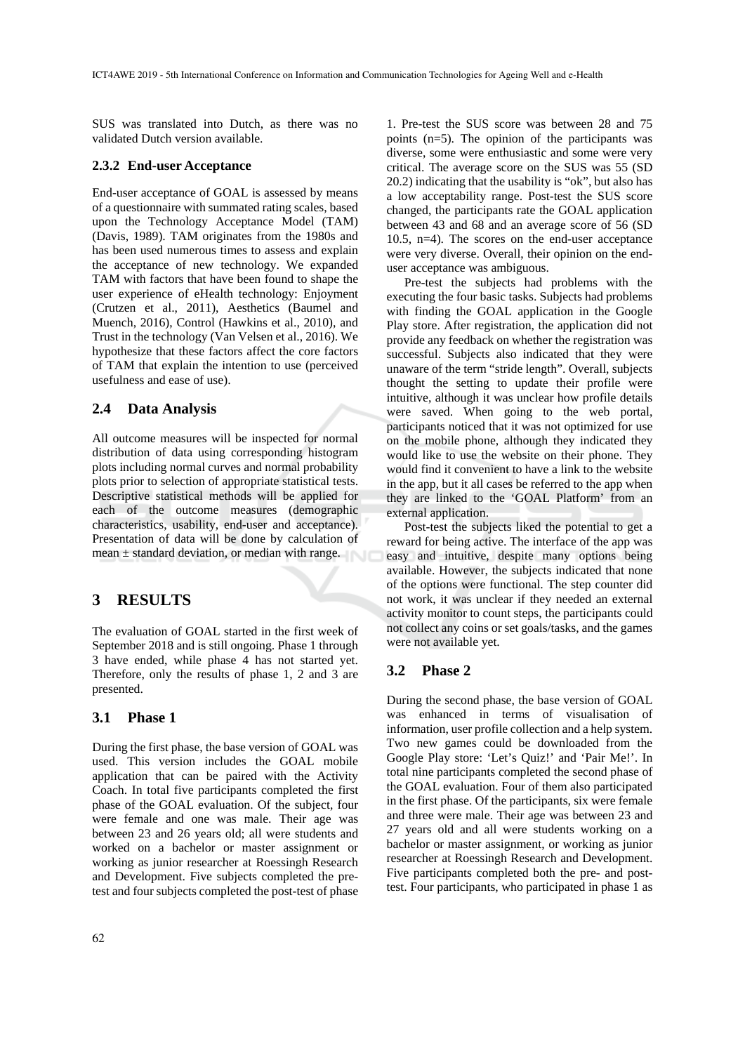SUS was translated into Dutch, as there was no validated Dutch version available.

### 2.3.2 End-user Acceptance

End-user acceptance of GOAL is assessed by means of a questionnaire with summated rating scales, based upon the Technology Acceptance Model (TAM) (Davis, 1989). TAM originates from the 1980s and has been used numerous times to assess and explain the acceptance of new technology. We expanded TAM with factors that have been found to shape the user experience of eHealth technology: Enjoyment (Crutzen et al., 2011), Aesthetics (Baumel and Muench, 2016), Control (Hawkins et al., 2010), and Trust in the technology (Van Velsen et al., 2016). We hypothesize that these factors affect the core factors of TAM that explain the intention to use (perceived usefulness and ease of use).

## 2.4 Data Analysis

All outcome measures will be inspected for normal distribution of data using corresponding histogram plots including normal curves and normal probability plots prior to selection of appropriate statistical tests. Descriptive statistical methods will be applied for each of the outcome measures (demographic characteristics, usability, end-user and acceptance). Presentation of data will be done by calculation of mean ± standard deviation, or median with range.

# 3 RESULTS

The evaluation of GOAL started in the first week of September 2018 and is still ongoing. Phase 1 through 3 have ended, while phase 4 has not started yet. Therefore, only the results of phase 1, 2 and 3 are presented.

## 3.1 Phase 1

During the first phase, the base version of GOAL was used. This version includes the GOAL mobile application that can be paired with the Activity Coach. In total five participants completed the first phase of the GOAL evaluation. Of the subject, four were female and one was male. Their age was between 23 and 26 years old; all were students and worked on a bachelor or master assignment or working as junior researcher at Roessingh Research and Development. Five subjects completed the pre-test and four subjects completed the post-test of phase 1. Pre-test the SUS score was between 28 and 75 points (n=5). The opinion of the participants was diverse, some were enthusiastic and some were very critical. The average score on the SUS was 55 (SD 20.2) indicating that the usability is "ok", but also has a low acceptability range. Post-test the SUS score changed, the participants rate the GOAL application between 43 and 68 and an average score of 56 (SD 10.5, n=4). The scores on the end-user acceptance were very diverse. Overall, their opinion on the end-user acceptance was ambiguous.

Pre-test the subjects had problems with the executing the four basic tasks. Subjects had problems with finding the GOAL application in the Google Play store. After registration, the application did not provide any feedback on whether the registration was successful. Subjects also indicated that they were unaware of the term "stride length". Overall, subjects thought the setting to update their profile were intuitive, although it was unclear how profile details were saved. When going to the web portal, participants noticed that it was not optimized for use on the mobile phone, although they indicated they would like to use the website on their phone. They would find it convenient to have a link to the website in the app, but it all cases be referred to the app when they are linked to the 'GOAL Platform' from an external application.

Post-test the subjects liked the potential to get a reward for being active. The interface of the app was easy and intuitive, despite many options being available. However, the subjects indicated that none of the options were functional. The step counter did not work, it was unclear if they needed an external activity monitor to count steps, the participants could not collect any coins or set goals/tasks, and the games were not available yet.

## 3.2 Phase 2

During the second phase, the base version of GOAL was enhanced in terms of visualisation of information, user profile collection and a help system. Two new games could be downloaded from the Google Play store: 'Let's Quiz!' and 'Pair Me!'. In total nine participants completed the second phase of the GOAL evaluation. Four of them also participated in the first phase. Of the participants, six were female and three were male. Their age was between 23 and 27 years old and all were students working on a bachelor or master assignment, or working as junior researcher at Roessingh Research and Development. Five participants completed both the pre- and post-test. Four participants, who participated in phase 1 as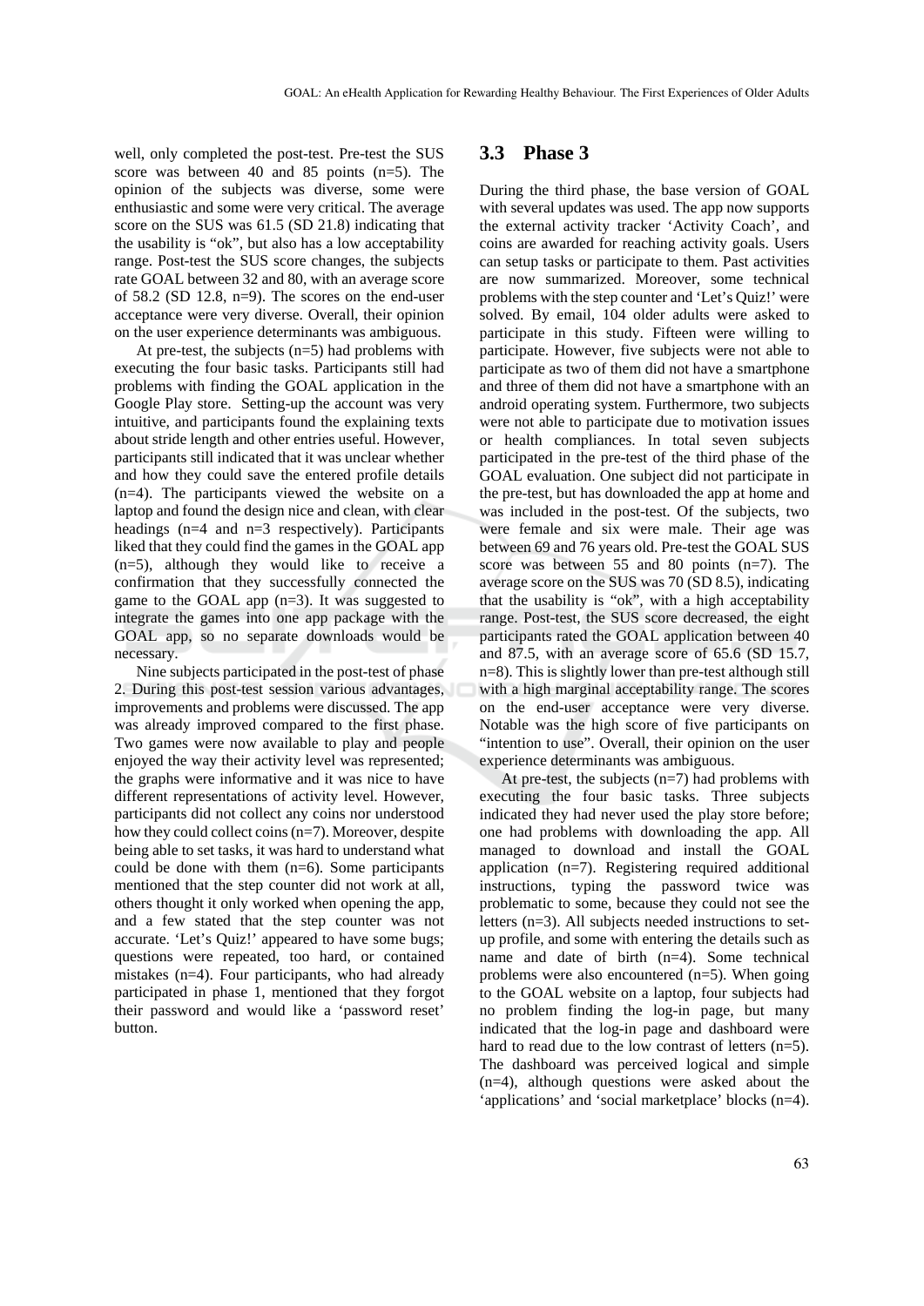well, only completed the post-test. Pre-test the SUS score was between 40 and 85 points (n=5). The opinion of the subjects was diverse, some were enthusiastic and some were very critical. The average score on the SUS was 61.5 (SD 21.8) indicating that the usability is "ok", but also has a low acceptability range. Post-test the SUS score changes, the subjects rate GOAL between 32 and 80, with an average score of 58.2 (SD 12.8, n=9). The scores on the end-user acceptance were very diverse. Overall, their opinion on the user experience determinants was ambiguous.

At pre-test, the subjects (n=5) had problems with executing the four basic tasks. Participants still had problems with finding the GOAL application in the Google Play store. Setting-up the account was very intuitive, and participants found the explaining texts about stride length and other entries useful. However, participants still indicated that it was unclear whether and how they could save the entered profile details (n=4). The participants viewed the website on a laptop and found the design nice and clean, with clear headings (n=4 and n=3 respectively). Participants liked that they could find the games in the GOAL app (n=5), although they would like to receive a confirmation that they successfully connected the game to the GOAL app (n=3). It was suggested to integrate the games into one app package with the GOAL app, so no separate downloads would be necessary.

Nine subjects participated in the post-test of phase 2. During this post-test session various advantages, improvements and problems were discussed. The app was already improved compared to the first phase. Two games were now available to play and people enjoyed the way their activity level was represented; the graphs were informative and it was nice to have different representations of activity level. However, participants did not collect any coins nor understood how they could collect coins (n=7). Moreover, despite being able to set tasks, it was hard to understand what could be done with them (n=6). Some participants mentioned that the step counter did not work at all, others thought it only worked when opening the app, and a few stated that the step counter was not accurate. 'Let's Quiz!' appeared to have some bugs; questions were repeated, too hard, or contained mistakes (n=4). Four participants, who had already participated in phase 1, mentioned that they forgot their password and would like a 'password reset' button.

### 3.3 Phase 3

During the third phase, the base version of GOAL with several updates was used. The app now supports the external activity tracker 'Activity Coach', and coins are awarded for reaching activity goals. Users can setup tasks or participate to them. Past activities are now summarized. Moreover, some technical problems with the step counter and 'Let's Quiz!' were solved. By email, 104 older adults were asked to participate in this study. Fifteen were willing to participate. However, five subjects were not able to participate as two of them did not have a smartphone and three of them did not have a smartphone with an android operating system. Furthermore, two subjects were not able to participate due to motivation issues or health compliances. In total seven subjects participated in the pre-test of the third phase of the GOAL evaluation. One subject did not participate in the pre-test, but has downloaded the app at home and was included in the post-test. Of the subjects, two were female and six were male. Their age was between 69 and 76 years old. Pre-test the GOAL SUS score was between 55 and 80 points (n=7). The average score on the SUS was 70 (SD 8.5), indicating that the usability is "ok", with a high acceptability range. Post-test, the SUS score decreased, the eight participants rated the GOAL application between 40 and 87.5, with an average score of 65.6 (SD 15.7, n=8). This is slightly lower than pre-test although still with a high marginal acceptability range. The scores on the end-user acceptance were very diverse. Notable was the high score of five participants on "intention to use". Overall, their opinion on the user experience determinants was ambiguous.

At pre-test, the subjects (n=7) had problems with executing the four basic tasks. Three subjects indicated they had never used the play store before; one had problems with downloading the app. All managed to download and install the GOAL application (n=7). Registering required additional instructions, typing the password twice was problematic to some, because they could not see the letters (n=3). All subjects needed instructions to set-up profile, and some with entering the details such as name and date of birth (n=4). Some technical problems were also encountered (n=5). When going to the GOAL website on a laptop, four subjects had no problem finding the log-in page, but many indicated that the log-in page and dashboard were hard to read due to the low contrast of letters (n=5). The dashboard was perceived logical and simple (n=4), although questions were asked about the 'applications' and 'social marketplace' blocks (n=4).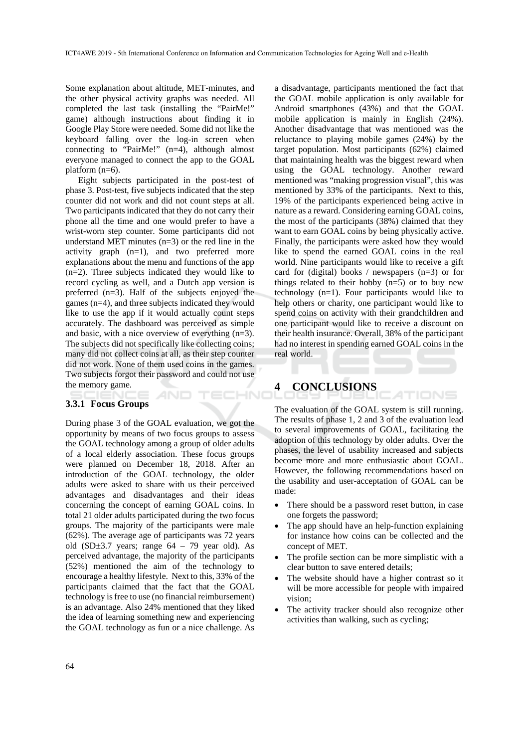Some explanation about altitude, MET-minutes, and the other physical activity graphs was needed. All completed the last task (installing the "PairMe!" game) although instructions about finding it in Google Play Store were needed. Some did not like the keyboard falling over the log-in screen when connecting to "PairMe!" (n=4), although almost everyone managed to connect the app to the GOAL platform (n=6).

Eight subjects participated in the post-test of phase 3. Post-test, five subjects indicated that the step counter did not work and did not count steps at all. Two participants indicated that they do not carry their phone all the time and one would prefer to have a wrist-worn step counter. Some participants did not understand MET minutes (n=3) or the red line in the activity graph (n=1), and two preferred more explanations about the menu and functions of the app (n=2). Three subjects indicated they would like to record cycling as well, and a Dutch app version is preferred (n=3). Half of the subjects enjoyed the games (n=4), and three subjects indicated they would like to use the app if it would actually count steps accurately. The dashboard was perceived as simple and basic, with a nice overview of everything (n=3). The subjects did not specifically like collecting coins; many did not collect coins at all, as their step counter did not work. None of them used coins in the games. Two subjects forgot their password and could not use the memory game.

### 3.3.1 Focus Groups

During phase 3 of the GOAL evaluation, we got the opportunity by means of two focus groups to assess the GOAL technology among a group of older adults of a local elderly association. These focus groups were planned on December 18, 2018. After an introduction of the GOAL technology, the older adults were asked to share with us their perceived advantages and disadvantages and their ideas concerning the concept of earning GOAL coins. In total 21 older adults participated during the two focus groups. The majority of the participants were male (62%). The average age of participants was 72 years old (SD±3.7 years; range 64 – 79 year old). As perceived advantage, the majority of the participants (52%) mentioned the aim of the technology to encourage a healthy lifestyle. Next to this, 33% of the participants claimed that the fact that the GOAL technology is free to use (no financial reimbursement) is an advantage. Also 24% mentioned that they liked the idea of learning something new and experiencing the GOAL technology as fun or a nice challenge. As a disadvantage, participants mentioned the fact that the GOAL mobile application is only available for Android smartphones (43%) and that the GOAL mobile application is mainly in English (24%). Another disadvantage that was mentioned was the reluctance to playing mobile games (24%) by the target population. Most participants (62%) claimed that maintaining health was the biggest reward when using the GOAL technology. Another reward mentioned was "making progression visual", this was mentioned by 33% of the participants. Next to this, 19% of the participants experienced being active in nature as a reward. Considering earning GOAL coins, the most of the participants (38%) claimed that they want to earn GOAL coins by being physically active. Finally, the participants were asked how they would like to spend the earned GOAL coins in the real world. Nine participants would like to receive a gift card for (digital) books / newspapers (n=3) or for things related to their hobby (n=5) or to buy new technology (n=1). Four participants would like to help others or charity, one participant would like to spend coins on activity with their grandchildren and one participant would like to receive a discount on their health insurance. Overall, 38% of the participant had no interest in spending earned GOAL coins in the real world.

## 4 CONCLUSIONS

The evaluation of the GOAL system is still running. The results of phase 1, 2 and 3 of the evaluation lead to several improvements of GOAL, facilitating the adoption of this technology by older adults. Over the phases, the level of usability increased and subjects become more and more enthusiastic about GOAL. However, the following recommendations based on the usability and user-acceptation of GOAL can be made:

- There should be a password reset button, in case one forgets the password;
- The app should have an help-function explaining for instance how coins can be collected and the concept of MET.
- The profile section can be more simplistic with a clear button to save entered details;
- The website should have a higher contrast so it will be more accessible for people with impaired vision;
- The activity tracker should also recognize other activities than walking, such as cycling;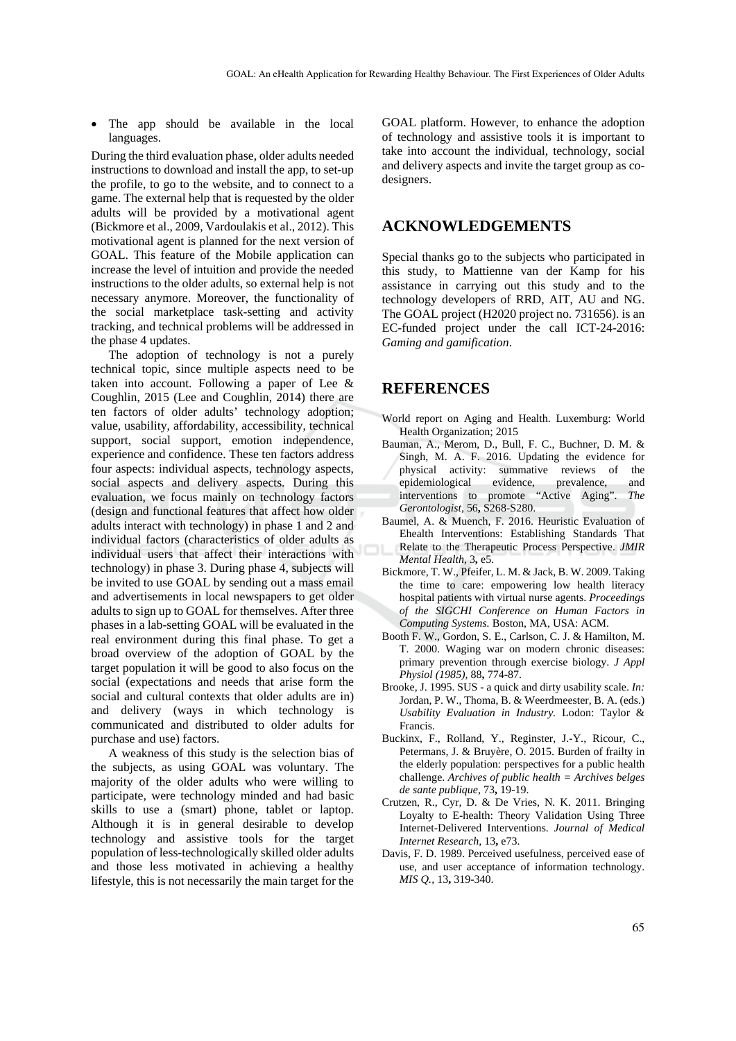- The app should be available in the local languages.

During the third evaluation phase, older adults needed instructions to download and install the app, to set-up the profile, to go to the website, and to connect to a game. The external help that is requested by the older adults will be provided by a motivational agent (Bickmore et al., 2009, Vardoulakis et al., 2012). This motivational agent is planned for the next version of GOAL. This feature of the Mobile application can increase the level of intuition and provide the needed instructions to the older adults, so external help is not necessary anymore. Moreover, the functionality of the social marketplace task-setting and activity tracking, and technical problems will be addressed in the phase 4 updates.

The adoption of technology is not a purely technical topic, since multiple aspects need to be taken into account. Following a paper of Lee & Coughlin, 2015 (Lee and Coughlin, 2014) there are ten factors of older adults' technology adoption; value, usability, affordability, accessibility, technical support, social support, emotion independence, experience and confidence. These ten factors address four aspects: individual aspects, technology aspects, social aspects and delivery aspects. During this evaluation, we focus mainly on technology factors (design and functional features that affect how older adults interact with technology) in phase 1 and 2 and individual factors (characteristics of older adults as individual users that affect their interactions with technology) in phase 3. During phase 4, subjects will be invited to use GOAL by sending out a mass email and advertisements in local newspapers to get older adults to sign up to GOAL for themselves. After three phases in a lab-setting GOAL will be evaluated in the real environment during this final phase. To get a broad overview of the adoption of GOAL by the target population it will be good to also focus on the social (expectations and needs that arise form the social and cultural contexts that older adults are in) and delivery (ways in which technology is communicated and distributed to older adults for purchase and use) factors.

A weakness of this study is the selection bias of the subjects, as using GOAL was voluntary. The majority of the older adults who were willing to participate, were technology minded and had basic skills to use a (smart) phone, tablet or laptop. Although it is in general desirable to develop technology and assistive tools for the target population of less-technologically skilled older adults and those less motivated in achieving a healthy lifestyle, this is not necessarily the main target for the GOAL platform. However, to enhance the adoption of technology and assistive tools it is important to take into account the individual, technology, social and delivery aspects and invite the target group as co-designers.

## ACKNOWLEDGEMENTS

Special thanks go to the subjects who participated in this study, to Mattienne van der Kamp for his assistance in carrying out this study and to the technology developers of RRD, AIT, AU and NG. The GOAL project (H2020 project no. 731656). is an EC-funded project under the call ICT-24-2016: *Gaming and gamification*.

## REFERENCES

World report on Aging and Health. Luxemburg: World Health Organization; 2015

Bauman, A., Merom, D., Bull, F. C., Buchner, D. M. & Singh, M. A. F. 2016. Updating the evidence for physical activity: summative reviews of the epidemiological evidence, prevalence, and interventions to promote "Active Aging". *The Gerontologist,* 56**,** S268-S280.

Baumel, A. & Muench, F. 2016. Heuristic Evaluation of Ehealth Interventions: Establishing Standards That Relate to the Therapeutic Process Perspective. *JMIR Mental Health,* 3**,** e5.

Bickmore, T. W., Pfeifer, L. M. & Jack, B. W. 2009. Taking the time to care: empowering low health literacy hospital patients with virtual nurse agents. *Proceedings of the SIGCHI Conference on Human Factors in Computing Systems.* Boston, MA, USA: ACM.

Booth F. W., Gordon, S. E., Carlson, C. J. & Hamilton, M. T. 2000. Waging war on modern chronic diseases: primary prevention through exercise biology. *J Appl Physiol (1985),* 88**,** 774-87.

Brooke, J. 1995. SUS - a quick and dirty usability scale. *In:* Jordan, P. W., Thoma, B. & Weerdmeester, B. A. (eds.) *Usability Evaluation in Industry.* Lodon: Taylor & Francis.

Buckinx, F., Rolland, Y., Reginster, J.-Y., Ricour, C., Petermans, J. & Bruyère, O. 2015. Burden of frailty in the elderly population: perspectives for a public health challenge. *Archives of public health = Archives belges de sante publique,* 73**,** 19-19.

Crutzen, R., Cyr, D. & De Vries, N. K. 2011. Bringing Loyalty to E-health: Theory Validation Using Three Internet-Delivered Interventions. *Journal of Medical Internet Research,* 13**,** e73.

Davis, F. D. 1989. Perceived usefulness, perceived ease of use, and user acceptance of information technology. *MIS Q.,* 13**,** 319-340.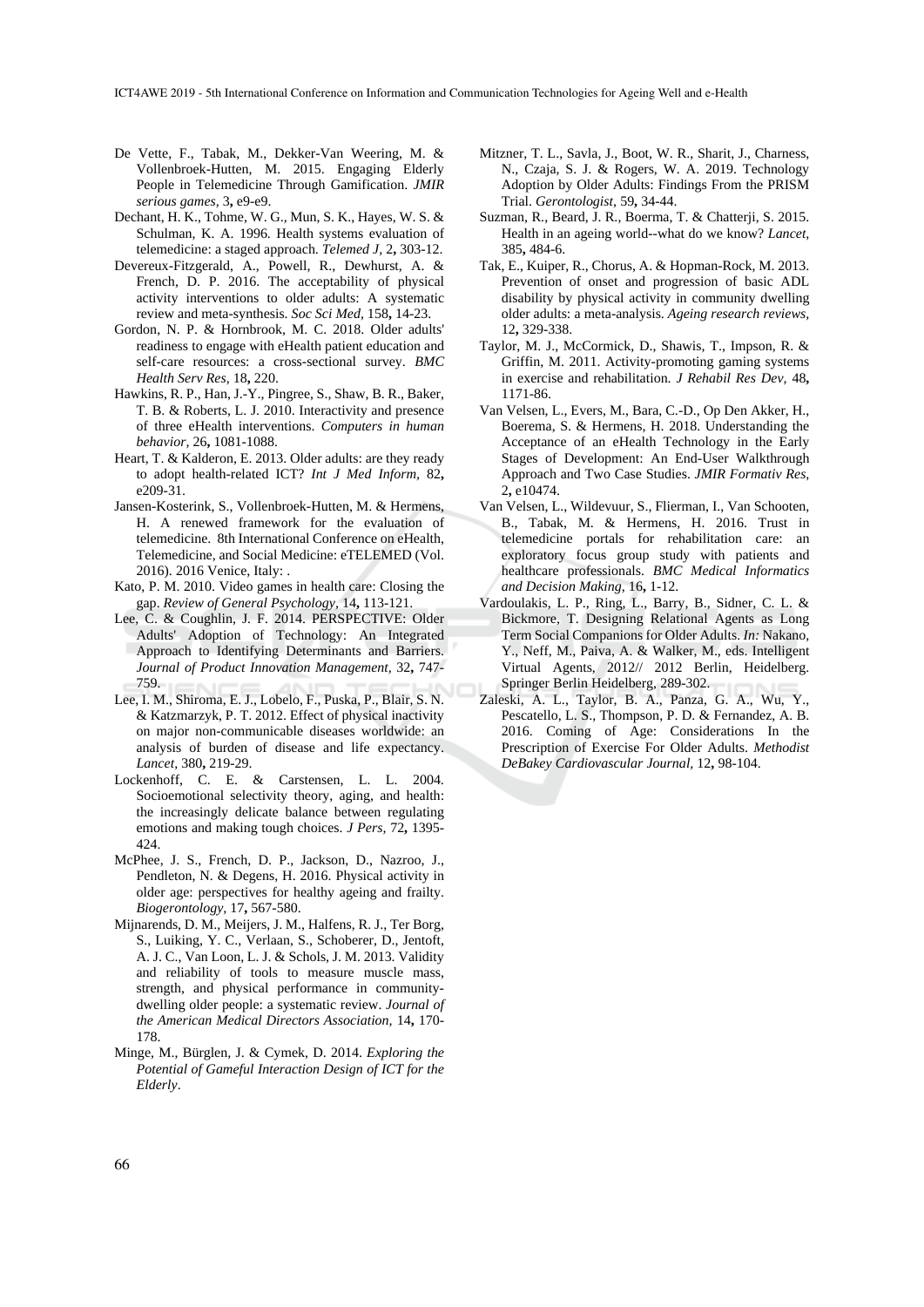De Vette, F., Tabak, M., Dekker-Van Weering, M. & Vollenbroek-Hutten, M. 2015. Engaging Elderly People in Telemedicine Through Gamification. *JMIR serious games,* 3**,** e9-e9.

Dechant, H. K., Tohme, W. G., Mun, S. K., Hayes, W. S. & Schulman, K. A. 1996. Health systems evaluation of telemedicine: a staged approach. *Telemed J,* 2**,** 303-12.

Devereux-Fitzgerald, A., Powell, R., Dewhurst, A. & French, D. P. 2016. The acceptability of physical activity interventions to older adults: A systematic review and meta-synthesis. *Soc Sci Med,* 158**,** 14-23.

Gordon, N. P. & Hornbrook, M. C. 2018. Older adults' readiness to engage with eHealth patient education and self-care resources: a cross-sectional survey. *BMC Health Serv Res,* 18**,** 220.

Hawkins, R. P., Han, J.-Y., Pingree, S., Shaw, B. R., Baker, T. B. & Roberts, L. J. 2010. Interactivity and presence of three eHealth interventions. *Computers in human behavior,* 26**,** 1081-1088.

Heart, T. & Kalderon, E. 2013. Older adults: are they ready to adopt health-related ICT? *Int J Med Inform,* 82**,** e209-31.

Jansen-Kosterink, S., Vollenbroek-Hutten, M. & Hermens, H. A renewed framework for the evaluation of telemedicine. 8th International Conference on eHealth, Telemedicine, and Social Medicine: eTELEMED (Vol. 2016). 2016 Venice, Italy: .

Kato, P. M. 2010. Video games in health care: Closing the gap. *Review of General Psychology,* 14**,** 113-121.

Lee, C. & Coughlin, J. F. 2014. PERSPECTIVE: Older Adults' Adoption of Technology: An Integrated Approach to Identifying Determinants and Barriers. *Journal of Product Innovation Management,* 32**,** 747-759.

Lee, I. M., Shiroma, E. J., Lobelo, F., Puska, P., Blair, S. N. & Katzmarzyk, P. T. 2012. Effect of physical inactivity on major non-communicable diseases worldwide: an analysis of burden of disease and life expectancy. *Lancet,* 380**,** 219-29.

Lockenhoff, C. E. & Carstensen, L. L. 2004. Socioemotional selectivity theory, aging, and health: the increasingly delicate balance between regulating emotions and making tough choices. *J Pers,* 72**,** 1395-424.

McPhee, J. S., French, D. P., Jackson, D., Nazroo, J., Pendleton, N. & Degens, H. 2016. Physical activity in older age: perspectives for healthy ageing and frailty. *Biogerontology,* 17**,** 567-580.

Mijnarends, D. M., Meijers, J. M., Halfens, R. J., Ter Borg, S., Luiking, Y. C., Verlaan, S., Schoberer, D., Jentoft, A. J. C., Van Loon, L. J. & Schols, J. M. 2013. Validity and reliability of tools to measure muscle mass, strength, and physical performance in community-dwelling older people: a systematic review. *Journal of the American Medical Directors Association,* 14**,** 170-178.

Minge, M., Bürglen, J. & Cymek, D. 2014. *Exploring the Potential of Gameful Interaction Design of ICT for the Elderly*.

Mitzner, T. L., Savla, J., Boot, W. R., Sharit, J., Charness, N., Czaja, S. J. & Rogers, W. A. 2019. Technology Adoption by Older Adults: Findings From the PRISM Trial. *Gerontologist,* 59**,** 34-44.

Suzman, R., Beard, J. R., Boerma, T. & Chatterji, S. 2015. Health in an ageing world--what do we know? *Lancet,* 385**,** 484-6.

Tak, E., Kuiper, R., Chorus, A. & Hopman-Rock, M. 2013. Prevention of onset and progression of basic ADL disability by physical activity in community dwelling older adults: a meta-analysis. *Ageing research reviews,* 12**,** 329-338.

Taylor, M. J., McCormick, D., Shawis, T., Impson, R. & Griffin, M. 2011. Activity-promoting gaming systems in exercise and rehabilitation. *J Rehabil Res Dev,* 48**,** 1171-86.

Van Velsen, L., Evers, M., Bara, C.-D., Op Den Akker, H., Boerema, S. & Hermens, H. 2018. Understanding the Acceptance of an eHealth Technology in the Early Stages of Development: An End-User Walkthrough Approach and Two Case Studies. *JMIR Formativ Res,* 2**,** e10474.

Van Velsen, L., Wildevuur, S., Flierman, I., Van Schooten, B., Tabak, M. & Hermens, H. 2016. Trust in telemedicine portals for rehabilitation care: an exploratory focus group study with patients and healthcare professionals. *BMC Medical Informatics and Decision Making,* 16**,** 1-12.

Vardoulakis, L. P., Ring, L., Barry, B., Sidner, C. L. & Bickmore, T. Designing Relational Agents as Long Term Social Companions for Older Adults. *In:* Nakano, Y., Neff, M., Paiva, A. & Walker, M., eds. Intelligent Virtual Agents, 2012// 2012 Berlin, Heidelberg. Springer Berlin Heidelberg, 289-302.

Zaleski, A. L., Taylor, B. A., Panza, G. A., Wu, Y., Pescatello, L. S., Thompson, P. D. & Fernandez, A. B. 2016. Coming of Age: Considerations In the Prescription of Exercise For Older Adults. *Methodist DeBakey Cardiovascular Journal,* 12**,** 98-104.